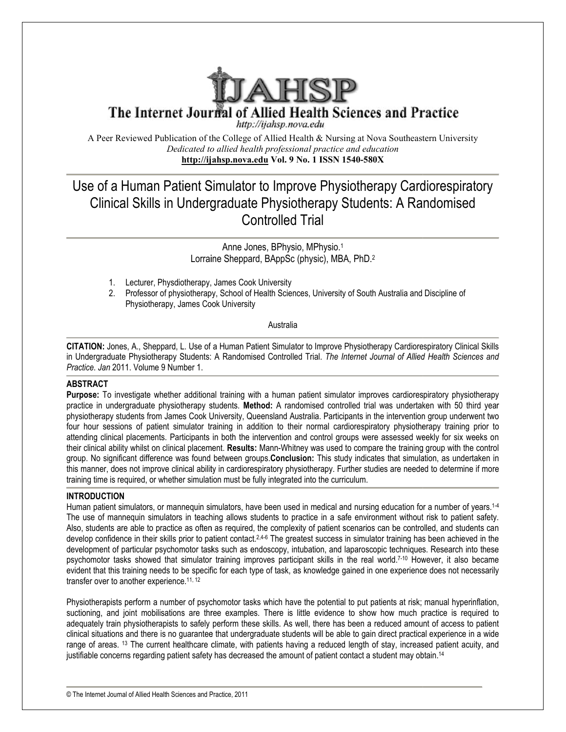# The Internet Journal of Allied Health Sciences and Practice

http://ijahsp.nova.edu

A Peer Reviewed Publication of the College of Allied Health & Nursing at Nova Southeastern University

*Dedicated to allied health professional practice and education*

**http://ijahsp.nova.edu Vol. 9 No. 1 ISSN 1540-580X**

## Use of a Human Patient Simulator to Improve Physiotherapy Cardiorespiratory Clinical Skills in Undergraduate Physiotherapy Students: A Randomised Controlled Trial

Anne Jones, BPhysio, MPhysio.[1]
Lorraine Sheppard, BAppSc (physic), MBA, PhD.[2]

1. Lecturer, Physdiotherapy, James Cook University
2. Professor of physiotherapy, School of Health Sciences, University of South Australia and Discipline of Physiotherapy, James Cook University

Australia

**CITATION:** Jones, A., Sheppard, L. Use of a Human Patient Simulator to Improve Physiotherapy Cardiorespiratory Clinical Skills in Undergraduate Physiotherapy Students: A Randomised Controlled Trial. *The Internet Journal of Allied Health Sciences and Practice. Jan* 2011. Volume 9 Number 1.

### ABSTRACT

**Purpose:** To investigate whether additional training with a human patient simulator improves cardiorespiratory physiotherapy practice in undergraduate physiotherapy students. **Method:** A randomised controlled trial was undertaken with 50 third year physiotherapy students from James Cook University, Queensland Australia. Participants in the intervention group underwent two four hour sessions of patient simulator training in addition to their normal cardiorespiratory physiotherapy training prior to attending clinical placements. Participants in both the intervention and control groups were assessed weekly for six weeks on their clinical ability whilst on clinical placement. **Results:** Mann-Whitney was used to compare the training group with the control group. No significant difference was found between groups. **Conclusion:** This study indicates that simulation, as undertaken in this manner, does not improve clinical ability in cardiorespiratory physiotherapy. Further studies are needed to determine if more training time is required, or whether simulation must be fully integrated into the curriculum.

### INTRODUCTION

Human patient simulators, or mannequin simulators, have been used in medical and nursing education for a number of years.[1-4] The use of mannequin simulators in teaching allows students to practice in a safe environment without risk to patient safety. Also, students are able to practice as often as required, the complexity of patient scenarios can be controlled, and students can develop confidence in their skills prior to patient contact.[2,4-6] The greatest success in simulator training has been achieved in the development of particular psychomotor tasks such as endoscopy, intubation, and laparoscopic techniques. Research into these psychomotor tasks showed that simulator training improves participant skills in the real world.[7-10] However, it also became evident that this training needs to be specific for each type of task, as knowledge gained in one experience does not necessarily transfer over to another experience.[11, 12]

Physiotherapists perform a number of psychomotor tasks which have the potential to put patients at risk; manual hyperinflation, suctioning, and joint mobilisations are three examples. There is little evidence to show how much practice is required to adequately train physiotherapists to safely perform these skills. As well, there has been a reduced amount of access to patient clinical situations and there is no guarantee that undergraduate students will be able to gain direct practical experience in a wide range of areas. [13] The current healthcare climate, with patients having a reduced length of stay, increased patient acuity, and justifiable concerns regarding patient safety has decreased the amount of patient contact a student may obtain.[14]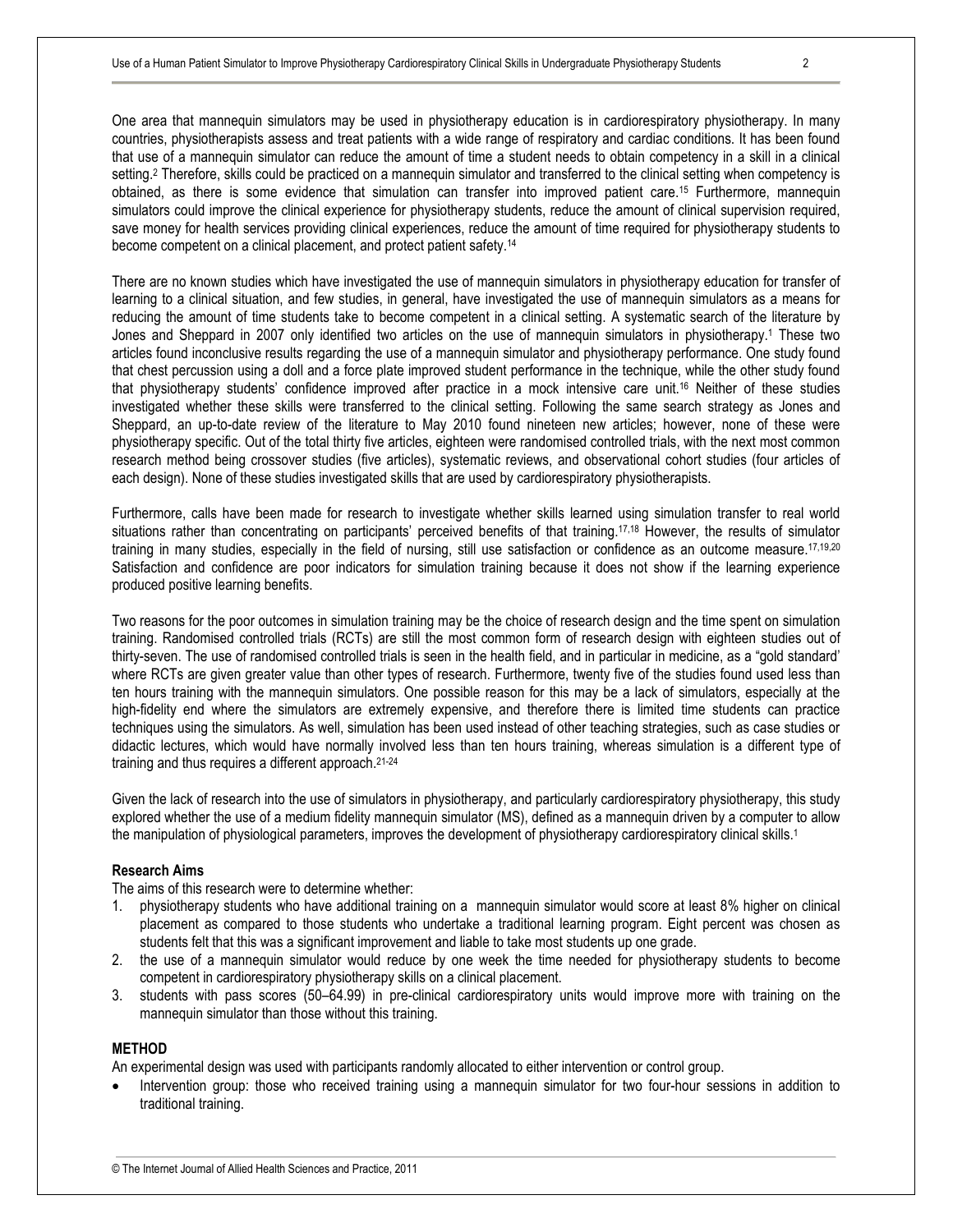One area that mannequin simulators may be used in physiotherapy education is in cardiorespiratory physiotherapy. In many countries, physiotherapists assess and treat patients with a wide range of respiratory and cardiac conditions. It has been found that use of a mannequin simulator can reduce the amount of time a student needs to obtain competency in a skill in a clinical setting.[2] Therefore, skills could be practiced on a mannequin simulator and transferred to the clinical setting when competency is obtained, as there is some evidence that simulation can transfer into improved patient care.[15] Furthermore, mannequin simulators could improve the clinical experience for physiotherapy students, reduce the amount of clinical supervision required, save money for health services providing clinical experiences, reduce the amount of time required for physiotherapy students to become competent on a clinical placement, and protect patient safety.[14]

There are no known studies which have investigated the use of mannequin simulators in physiotherapy education for transfer of learning to a clinical situation, and few studies, in general, have investigated the use of mannequin simulators as a means for reducing the amount of time students take to become competent in a clinical setting. A systematic search of the literature by Jones and Sheppard in 2007 only identified two articles on the use of mannequin simulators in physiotherapy.[1] These two articles found inconclusive results regarding the use of a mannequin simulator and physiotherapy performance. One study found that chest percussion using a doll and a force plate improved student performance in the technique, while the other study found that physiotherapy students' confidence improved after practice in a mock intensive care unit.[16] Neither of these studies investigated whether these skills were transferred to the clinical setting. Following the same search strategy as Jones and Sheppard, an up-to-date review of the literature to May 2010 found nineteen new articles; however, none of these were physiotherapy specific. Out of the total thirty five articles, eighteen were randomised controlled trials, with the next most common research method being crossover studies (five articles), systematic reviews, and observational cohort studies (four articles of each design). None of these studies investigated skills that are used by cardiorespiratory physiotherapists.

Furthermore, calls have been made for research to investigate whether skills learned using simulation transfer to real world situations rather than concentrating on participants' perceived benefits of that training.[17,18] However, the results of simulator training in many studies, especially in the field of nursing, still use satisfaction or confidence as an outcome measure.[17,19,20] Satisfaction and confidence are poor indicators for simulation training because it does not show if the learning experience produced positive learning benefits.

Two reasons for the poor outcomes in simulation training may be the choice of research design and the time spent on simulation training. Randomised controlled trials (RCTs) are still the most common form of research design with eighteen studies out of thirty-seven. The use of randomised controlled trials is seen in the health field, and in particular in medicine, as a "gold standard' where RCTs are given greater value than other types of research. Furthermore, twenty five of the studies found used less than ten hours training with the mannequin simulators. One possible reason for this may be a lack of simulators, especially at the high-fidelity end where the simulators are extremely expensive, and therefore there is limited time students can practice techniques using the simulators. As well, simulation has been used instead of other teaching strategies, such as case studies or didactic lectures, which would have normally involved less than ten hours training, whereas simulation is a different type of training and thus requires a different approach.[21-24]

Given the lack of research into the use of simulators in physiotherapy, and particularly cardiorespiratory physiotherapy, this study explored whether the use of a medium fidelity mannequin simulator (MS), defined as a mannequin driven by a computer to allow the manipulation of physiological parameters, improves the development of physiotherapy cardiorespiratory clinical skills.[1]

**Research Aims**

The aims of this research were to determine whether:

1. physiotherapy students who have additional training on a mannequin simulator would score at least 8% higher on clinical placement as compared to those students who undertake a traditional learning program. Eight percent was chosen as students felt that this was a significant improvement and liable to take most students up one grade.
2. the use of a mannequin simulator would reduce by one week the time needed for physiotherapy students to become competent in cardiorespiratory physiotherapy skills on a clinical placement.
3. students with pass scores (50–64.99) in pre-clinical cardiorespiratory units would improve more with training on the mannequin simulator than those without this training.

## METHOD

An experimental design was used with participants randomly allocated to either intervention or control group.

- Intervention group: those who received training using a mannequin simulator for two four-hour sessions in addition to traditional training.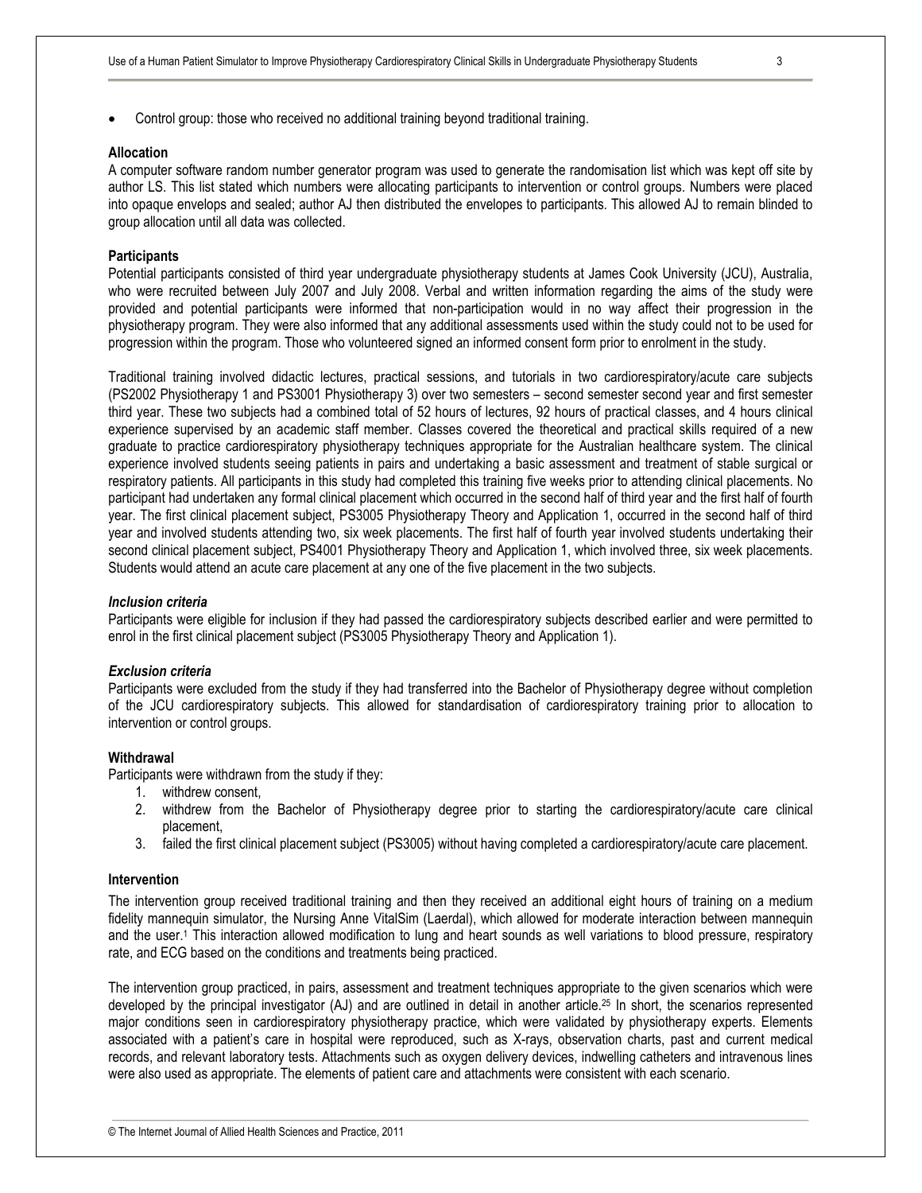- Control group: those who received no additional training beyond traditional training.

**Allocation**

A computer software random number generator program was used to generate the randomisation list which was kept off site by author LS. This list stated which numbers were allocating participants to intervention or control groups. Numbers were placed into opaque envelops and sealed; author AJ then distributed the envelopes to participants. This allowed AJ to remain blinded to group allocation until all data was collected.

**Participants**

Potential participants consisted of third year undergraduate physiotherapy students at James Cook University (JCU), Australia, who were recruited between July 2007 and July 2008. Verbal and written information regarding the aims of the study were provided and potential participants were informed that non-participation would in no way affect their progression in the physiotherapy program. They were also informed that any additional assessments used within the study could not to be used for progression within the program. Those who volunteered signed an informed consent form prior to enrolment in the study.

Traditional training involved didactic lectures, practical sessions, and tutorials in two cardiorespiratory/acute care subjects (PS2002 Physiotherapy 1 and PS3001 Physiotherapy 3) over two semesters – second semester second year and first semester third year. These two subjects had a combined total of 52 hours of lectures, 92 hours of practical classes, and 4 hours clinical experience supervised by an academic staff member. Classes covered the theoretical and practical skills required of a new graduate to practice cardiorespiratory physiotherapy techniques appropriate for the Australian healthcare system. The clinical experience involved students seeing patients in pairs and undertaking a basic assessment and treatment of stable surgical or respiratory patients. All participants in this study had completed this training five weeks prior to attending clinical placements. No participant had undertaken any formal clinical placement which occurred in the second half of third year and the first half of fourth year. The first clinical placement subject, PS3005 Physiotherapy Theory and Application 1, occurred in the second half of third year and involved students attending two, six week placements. The first half of fourth year involved students undertaking their second clinical placement subject, PS4001 Physiotherapy Theory and Application 1, which involved three, six week placements. Students would attend an acute care placement at any one of the five placement in the two subjects.

***Inclusion criteria***

Participants were eligible for inclusion if they had passed the cardiorespiratory subjects described earlier and were permitted to enrol in the first clinical placement subject (PS3005 Physiotherapy Theory and Application 1).

***Exclusion criteria***

Participants were excluded from the study if they had transferred into the Bachelor of Physiotherapy degree without completion of the JCU cardiorespiratory subjects. This allowed for standardisation of cardiorespiratory training prior to allocation to intervention or control groups.

**Withdrawal**

Participants were withdrawn from the study if they:

1. withdrew consent,
2. withdrew from the Bachelor of Physiotherapy degree prior to starting the cardiorespiratory/acute care clinical placement,
3. failed the first clinical placement subject (PS3005) without having completed a cardiorespiratory/acute care placement.

**Intervention**

The intervention group received traditional training and then they received an additional eight hours of training on a medium fidelity mannequin simulator, the Nursing Anne VitalSim (Laerdal), which allowed for moderate interaction between mannequin and the user.[1] This interaction allowed modification to lung and heart sounds as well variations to blood pressure, respiratory rate, and ECG based on the conditions and treatments being practiced.

The intervention group practiced, in pairs, assessment and treatment techniques appropriate to the given scenarios which were developed by the principal investigator (AJ) and are outlined in detail in another article.[25] In short, the scenarios represented major conditions seen in cardiorespiratory physiotherapy practice, which were validated by physiotherapy experts. Elements associated with a patient's care in hospital were reproduced, such as X-rays, observation charts, past and current medical records, and relevant laboratory tests. Attachments such as oxygen delivery devices, indwelling catheters and intravenous lines were also used as appropriate. The elements of patient care and attachments were consistent with each scenario.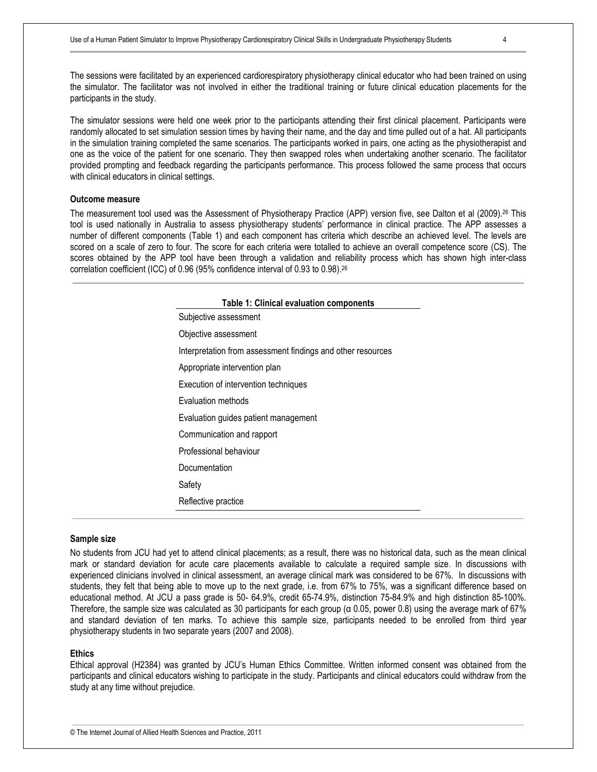The sessions were facilitated by an experienced cardiorespiratory physiotherapy clinical educator who had been trained on using the simulator. The facilitator was not involved in either the traditional training or future clinical education placements for the participants in the study.

The simulator sessions were held one week prior to the participants attending their first clinical placement. Participants were randomly allocated to set simulation session times by having their name, and the day and time pulled out of a hat. All participants in the simulation training completed the same scenarios. The participants worked in pairs, one acting as the physiotherapist and one as the voice of the patient for one scenario. They then swapped roles when undertaking another scenario. The facilitator provided prompting and feedback regarding the participants performance. This process followed the same process that occurs with clinical educators in clinical settings.

**Outcome measure**

The measurement tool used was the Assessment of Physiotherapy Practice (APP) version five, see Dalton et al (2009).[26] This tool is used nationally in Australia to assess physiotherapy students' performance in clinical practice. The APP assesses a number of different components (Table 1) and each component has criteria which describe an achieved level. The levels are scored on a scale of zero to four. The score for each criteria were totalled to achieve an overall competence score (CS). The scores obtained by the APP tool have been through a validation and reliability process which has shown high inter-class correlation coefficient (ICC) of 0.96 (95% confidence interval of 0.93 to 0.98).[26]

| Table 1: Clinical evaluation components |
|---|
| Subjective assessment |
| Objective assessment |
| Interpretation from assessment findings and other resources |
| Appropriate intervention plan |
| Execution of intervention techniques |
| Evaluation methods |
| Evaluation guides patient management |
| Communication and rapport |
| Professional behaviour |
| Documentation |
| Safety |
| Reflective practice |

**Sample size**

No students from JCU had yet to attend clinical placements; as a result, there was no historical data, such as the mean clinical mark or standard deviation for acute care placements available to calculate a required sample size. In discussions with experienced clinicians involved in clinical assessment, an average clinical mark was considered to be 67%. In discussions with students, they felt that being able to move up to the next grade, i.e. from 67% to 75%, was a significant difference based on educational method. At JCU a pass grade is 50- 64.9%, credit 65-74.9%, distinction 75-84.9% and high distinction 85-100%. Therefore, the sample size was calculated as 30 participants for each group ($\alpha$ 0.05, power 0.8) using the average mark of 67% and standard deviation of ten marks. To achieve this sample size, participants needed to be enrolled from third year physiotherapy students in two separate years (2007 and 2008).

**Ethics**

Ethical approval (H2384) was granted by JCU's Human Ethics Committee. Written informed consent was obtained from the participants and clinical educators wishing to participate in the study. Participants and clinical educators could withdraw from the study at any time without prejudice.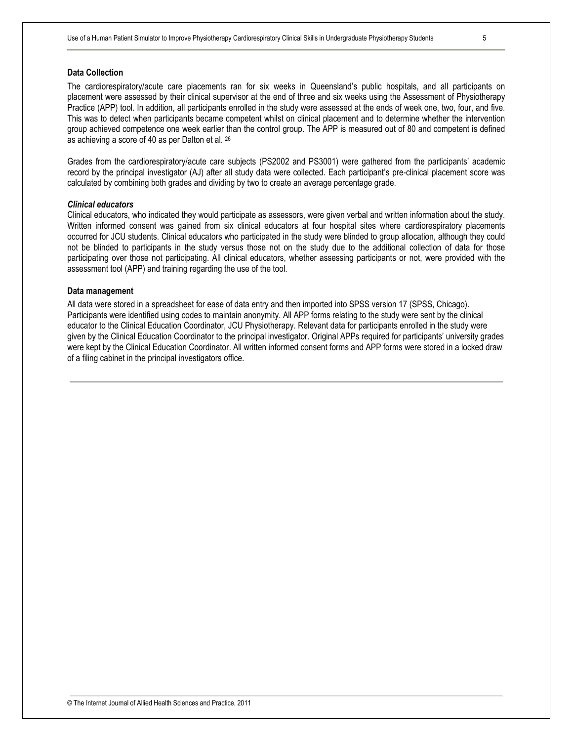### Data Collection

The cardiorespiratory/acute care placements ran for six weeks in Queensland's public hospitals, and all participants on placement were assessed by their clinical supervisor at the end of three and six weeks using the Assessment of Physiotherapy Practice (APP) tool. In addition, all participants enrolled in the study were assessed at the ends of week one, two, four, and five. This was to detect when participants became competent whilst on clinical placement and to determine whether the intervention group achieved competence one week earlier than the control group. The APP is measured out of 80 and competent is defined as achieving a score of 40 as per Dalton et al. [26]

Grades from the cardiorespiratory/acute care subjects (PS2002 and PS3001) were gathered from the participants' academic record by the principal investigator (AJ) after all study data were collected. Each participant's pre-clinical placement score was calculated by combining both grades and dividing by two to create an average percentage grade.

#### *Clinical educators*

Clinical educators, who indicated they would participate as assessors, were given verbal and written information about the study. Written informed consent was gained from six clinical educators at four hospital sites where cardiorespiratory placements occurred for JCU students. Clinical educators who participated in the study were blinded to group allocation, although they could not be blinded to participants in the study versus those not on the study due to the additional collection of data for those participating over those not participating. All clinical educators, whether assessing participants or not, were provided with the assessment tool (APP) and training regarding the use of the tool.

### Data management

All data were stored in a spreadsheet for ease of data entry and then imported into SPSS version 17 (SPSS, Chicago). Participants were identified using codes to maintain anonymity. All APP forms relating to the study were sent by the clinical educator to the Clinical Education Coordinator, JCU Physiotherapy. Relevant data for participants enrolled in the study were given by the Clinical Education Coordinator to the principal investigator. Original APPs required for participants' university grades were kept by the Clinical Education Coordinator. All written informed consent forms and APP forms were stored in a locked draw of a filing cabinet in the principal investigators office.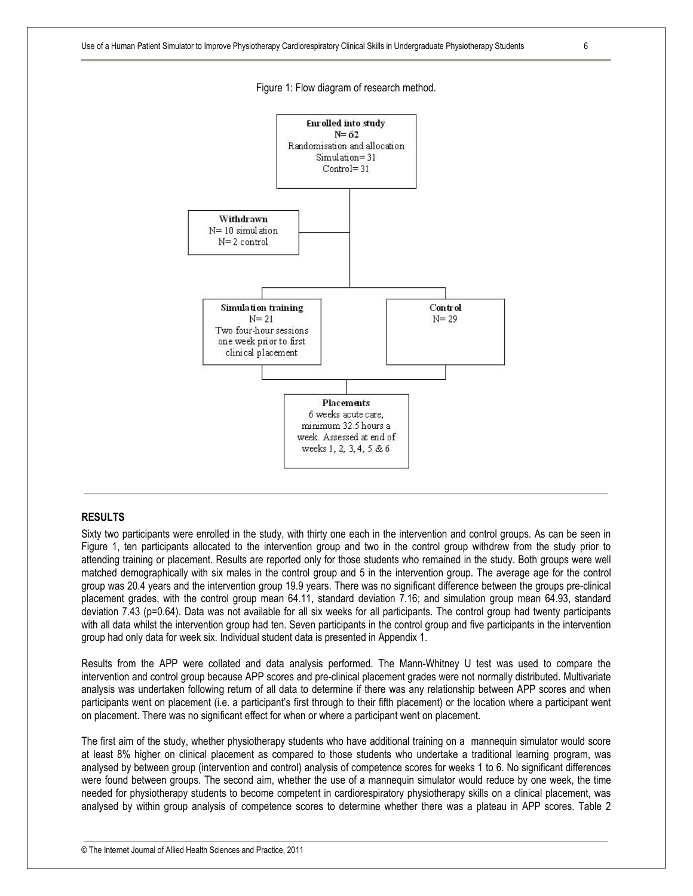Figure 1: Flow diagram of research method.

**Enrolled into study**
N= 62
Randomisation and allocation
Simulation= 31
Control= 31

**Withdrawn**
N= 10 simulation
N= 2 control

**Simulation training**
N= 21
Two four-hour sessions one week prior to first clinical placement

**Control**
N= 29

**Placements**
6 weeks acute care, minimum 32.5 hours a week. Assessed at end of weeks 1, 2, 3, 4, 5 & 6

## RESULTS

Sixty two participants were enrolled in the study, with thirty one each in the intervention and control groups. As can be seen in Figure 1, ten participants allocated to the intervention group and two in the control group withdrew from the study prior to attending training or placement. Results are reported only for those students who remained in the study. Both groups were well matched demographically with six males in the control group and 5 in the intervention group. The average age for the control group was 20.4 years and the intervention group 19.9 years. There was no significant difference between the groups pre-clinical placement grades, with the control group mean 64.11, standard deviation 7.16; and simulation group mean 64.93, standard deviation 7.43 ($p=0.64$). Data was not available for all six weeks for all participants. The control group had twenty participants with all data whilst the intervention group had ten. Seven participants in the control group and five participants in the intervention group had only data for week six. Individual student data is presented in Appendix 1.

Results from the APP were collated and data analysis performed. The Mann-Whitney U test was used to compare the intervention and control group because APP scores and pre-clinical placement grades were not normally distributed. Multivariate analysis was undertaken following return of all data to determine if there was any relationship between APP scores and when participants went on placement (i.e. a participant's first through to their fifth placement) or the location where a participant went on placement. There was no significant effect for when or where a participant went on placement.

The first aim of the study, whether physiotherapy students who have additional training on a mannequin simulator would score at least 8% higher on clinical placement as compared to those students who undertake a traditional learning program, was analysed by between group (intervention and control) analysis of competence scores for weeks 1 to 6. No significant differences were found between groups. The second aim, whether the use of a mannequin simulator would reduce by one week, the time needed for physiotherapy students to become competent in cardiorespiratory physiotherapy skills on a clinical placement, was analysed by within group analysis of competence scores to determine whether there was a plateau in APP scores. Table 2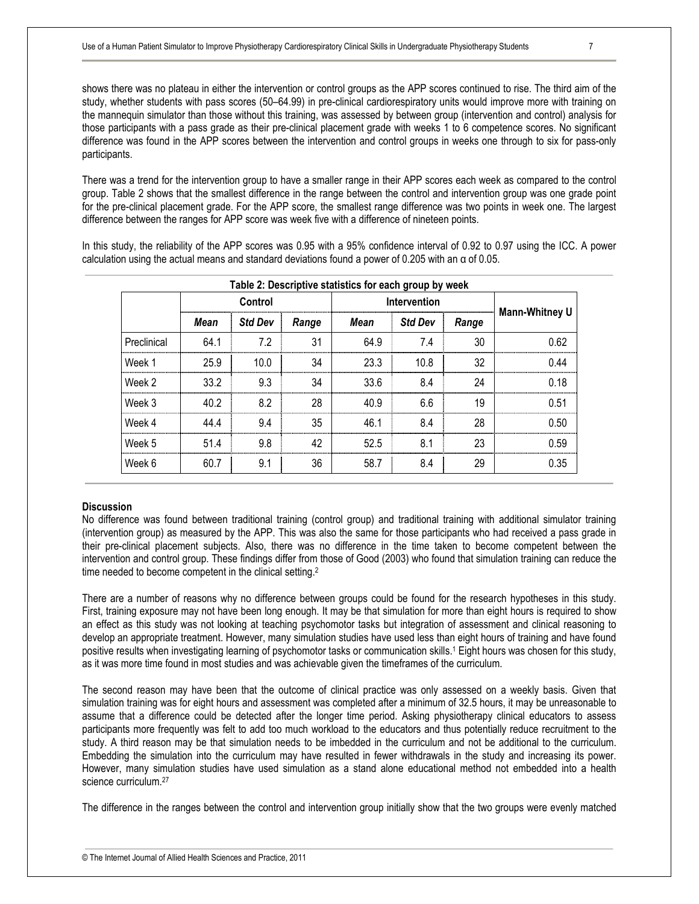shows there was no plateau in either the intervention or control groups as the APP scores continued to rise. The third aim of the study, whether students with pass scores (50–64.99) in pre-clinical cardiorespiratory units would improve more with training on the mannequin simulator than those without this training, was assessed by between group (intervention and control) analysis for those participants with a pass grade as their pre-clinical placement grade with weeks 1 to 6 competence scores. No significant difference was found in the APP scores between the intervention and control groups in weeks one through to six for pass-only participants.

There was a trend for the intervention group to have a smaller range in their APP scores each week as compared to the control group. Table 2 shows that the smallest difference in the range between the control and intervention group was one grade point for the pre-clinical placement grade. For the APP score, the smallest range difference was two points in week one. The largest difference between the ranges for APP score was week five with a difference of nineteen points.

In this study, the reliability of the APP scores was 0.95 with a 95% confidence interval of 0.92 to 0.97 using the ICC. A power calculation using the actual means and standard deviations found a power of 0.205 with an $\alpha$ of 0.05.

**Table 2: Descriptive statistics for each group by week**

| | Control | | | Intervention | | | Mann-Whitney U |
|---|---|---|---|---|---|---|---|
| | *Mean* | *Std Dev* | *Range* | *Mean* | *Std Dev* | *Range* | |
| Preclinical | 64.1 | 7.2 | 31 | 64.9 | 7.4 | 30 | 0.62 |
| Week 1 | 25.9 | 10.0 | 34 | 23.3 | 10.8 | 32 | 0.44 |
| Week 2 | 33.2 | 9.3 | 34 | 33.6 | 8.4 | 24 | 0.18 |
| Week 3 | 40.2 | 8.2 | 28 | 40.9 | 6.6 | 19 | 0.51 |
| Week 4 | 44.4 | 9.4 | 35 | 46.1 | 8.4 | 28 | 0.50 |
| Week 5 | 51.4 | 9.8 | 42 | 52.5 | 8.1 | 23 | 0.59 |
| Week 6 | 60.7 | 9.1 | 36 | 58.7 | 8.4 | 29 | 0.35 |

**Discussion**

No difference was found between traditional training (control group) and traditional training with additional simulator training (intervention group) as measured by the APP. This was also the same for those participants who had received a pass grade in their pre-clinical placement subjects. Also, there was no difference in the time taken to become competent between the intervention and control group. These findings differ from those of Good (2003) who found that simulation training can reduce the time needed to become competent in the clinical setting.[2]

There are a number of reasons why no difference between groups could be found for the research hypotheses in this study. First, training exposure may not have been long enough. It may be that simulation for more than eight hours is required to show an effect as this study was not looking at teaching psychomotor tasks but integration of assessment and clinical reasoning to develop an appropriate treatment. However, many simulation studies have used less than eight hours of training and have found positive results when investigating learning of psychomotor tasks or communication skills.[1] Eight hours was chosen for this study, as it was more time found in most studies and was achievable given the timeframes of the curriculum.

The second reason may have been that the outcome of clinical practice was only assessed on a weekly basis. Given that simulation training was for eight hours and assessment was completed after a minimum of 32.5 hours, it may be unreasonable to assume that a difference could be detected after the longer time period. Asking physiotherapy clinical educators to assess participants more frequently was felt to add too much workload to the educators and thus potentially reduce recruitment to the study. A third reason may be that simulation needs to be imbedded in the curriculum and not be additional to the curriculum. Embedding the simulation into the curriculum may have resulted in fewer withdrawals in the study and increasing its power. However, many simulation studies have used simulation as a stand alone educational method not embedded into a health science curriculum.[27]

The difference in the ranges between the control and intervention group initially show that the two groups were evenly matched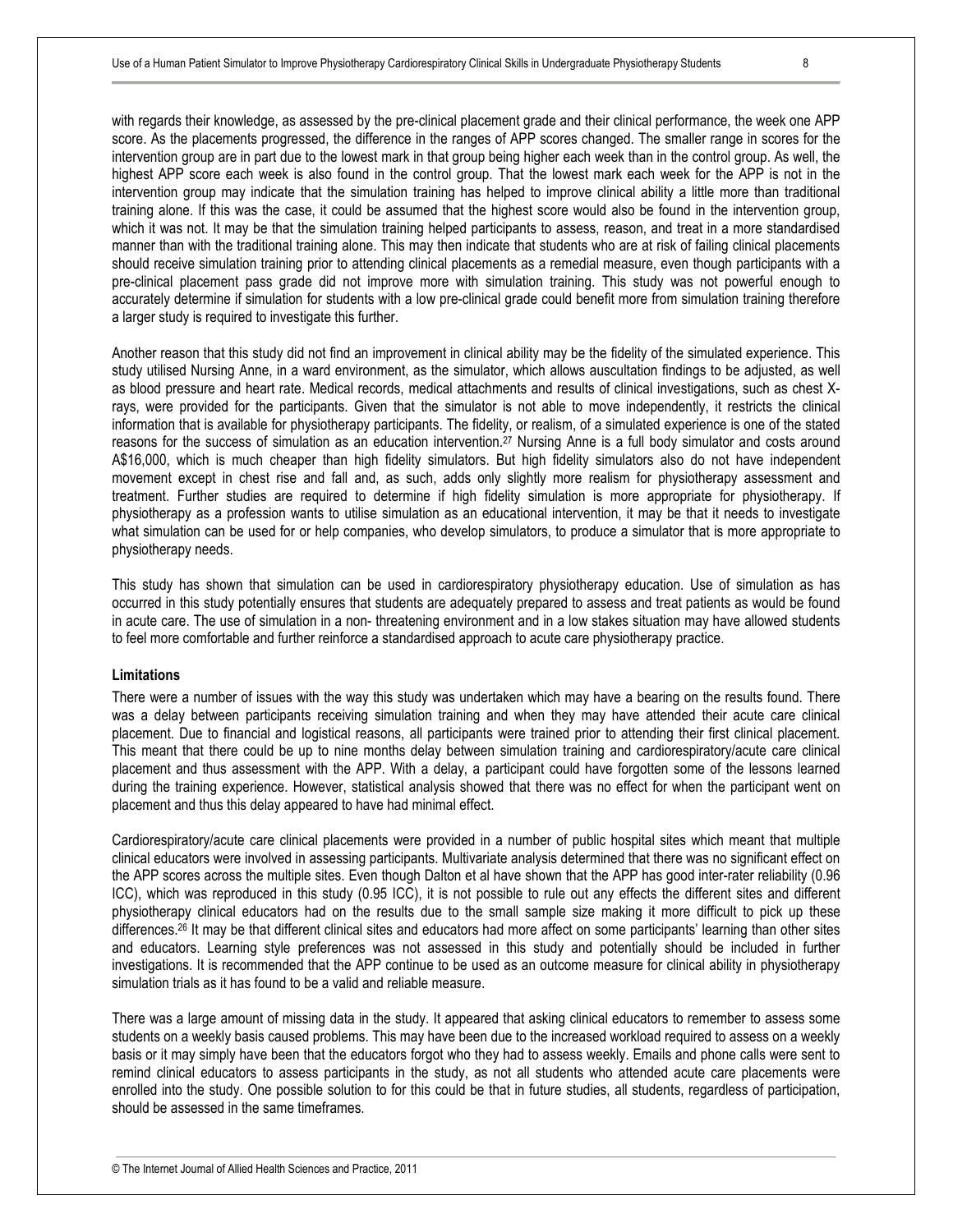with regards their knowledge, as assessed by the pre-clinical placement grade and their clinical performance, the week one APP score. As the placements progressed, the difference in the ranges of APP scores changed. The smaller range in scores for the intervention group are in part due to the lowest mark in that group being higher each week than in the control group. As well, the highest APP score each week is also found in the control group. That the lowest mark each week for the APP is not in the intervention group may indicate that the simulation training has helped to improve clinical ability a little more than traditional training alone. If this was the case, it could be assumed that the highest score would also be found in the intervention group, which it was not. It may be that the simulation training helped participants to assess, reason, and treat in a more standardised manner than with the traditional training alone. This may then indicate that students who are at risk of failing clinical placements should receive simulation training prior to attending clinical placements as a remedial measure, even though participants with a pre-clinical placement pass grade did not improve more with simulation training. This study was not powerful enough to accurately determine if simulation for students with a low pre-clinical grade could benefit more from simulation training therefore a larger study is required to investigate this further.

Another reason that this study did not find an improvement in clinical ability may be the fidelity of the simulated experience. This study utilised Nursing Anne, in a ward environment, as the simulator, which allows auscultation findings to be adjusted, as well as blood pressure and heart rate. Medical records, medical attachments and results of clinical investigations, such as chest X-rays, were provided for the participants. Given that the simulator is not able to move independently, it restricts the clinical information that is available for physiotherapy participants. The fidelity, or realism, of a simulated experience is one of the stated reasons for the success of simulation as an education intervention.[27] Nursing Anne is a full body simulator and costs around A$16,000, which is much cheaper than high fidelity simulators. But high fidelity simulators also do not have independent movement except in chest rise and fall and, as such, adds only slightly more realism for physiotherapy assessment and treatment. Further studies are required to determine if high fidelity simulation is more appropriate for physiotherapy. If physiotherapy as a profession wants to utilise simulation as an educational intervention, it may be that it needs to investigate what simulation can be used for or help companies, who develop simulators, to produce a simulator that is more appropriate to physiotherapy needs.

This study has shown that simulation can be used in cardiorespiratory physiotherapy education. Use of simulation as has occurred in this study potentially ensures that students are adequately prepared to assess and treat patients as would be found in acute care. The use of simulation in a non- threatening environment and in a low stakes situation may have allowed students to feel more comfortable and further reinforce a standardised approach to acute care physiotherapy practice.

**Limitations**

There were a number of issues with the way this study was undertaken which may have a bearing on the results found. There was a delay between participants receiving simulation training and when they may have attended their acute care clinical placement. Due to financial and logistical reasons, all participants were trained prior to attending their first clinical placement. This meant that there could be up to nine months delay between simulation training and cardiorespiratory/acute care clinical placement and thus assessment with the APP. With a delay, a participant could have forgotten some of the lessons learned during the training experience. However, statistical analysis showed that there was no effect for when the participant went on placement and thus this delay appeared to have had minimal effect.

Cardiorespiratory/acute care clinical placements were provided in a number of public hospital sites which meant that multiple clinical educators were involved in assessing participants. Multivariate analysis determined that there was no significant effect on the APP scores across the multiple sites. Even though Dalton et al have shown that the APP has good inter-rater reliability (0.96 ICC), which was reproduced in this study (0.95 ICC), it is not possible to rule out any effects the different sites and different physiotherapy clinical educators had on the results due to the small sample size making it more difficult to pick up these differences.[26] It may be that different clinical sites and educators had more affect on some participants' learning than other sites and educators. Learning style preferences was not assessed in this study and potentially should be included in further investigations. It is recommended that the APP continue to be used as an outcome measure for clinical ability in physiotherapy simulation trials as it has found to be a valid and reliable measure.

There was a large amount of missing data in the study. It appeared that asking clinical educators to remember to assess some students on a weekly basis caused problems. This may have been due to the increased workload required to assess on a weekly basis or it may simply have been that the educators forgot who they had to assess weekly. Emails and phone calls were sent to remind clinical educators to assess participants in the study, as not all students who attended acute care placements were enrolled into the study. One possible solution to for this could be that in future studies, all students, regardless of participation, should be assessed in the same timeframes.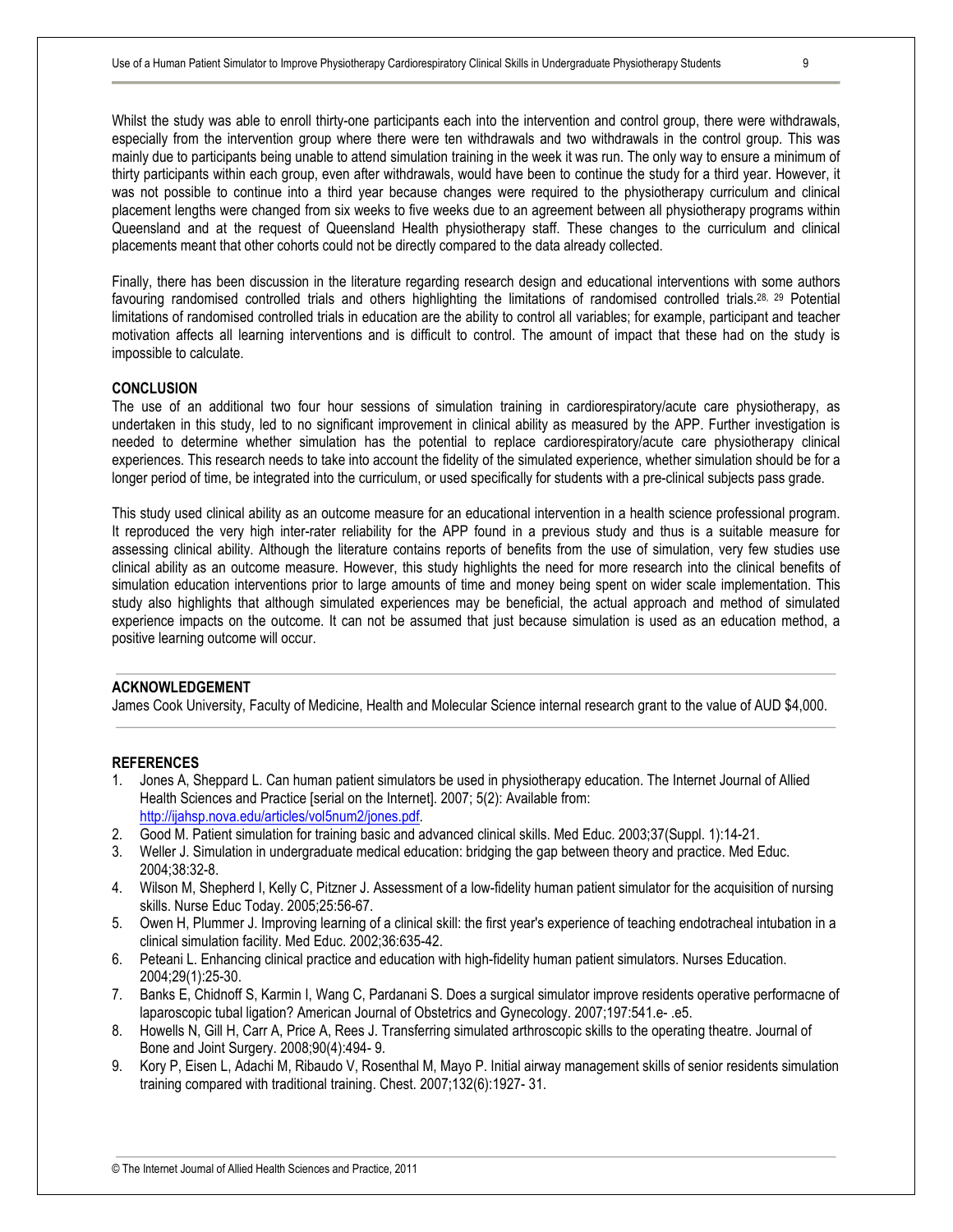Whilst the study was able to enroll thirty-one participants each into the intervention and control group, there were withdrawals, especially from the intervention group where there were ten withdrawals and two withdrawals in the control group. This was mainly due to participants being unable to attend simulation training in the week it was run. The only way to ensure a minimum of thirty participants within each group, even after withdrawals, would have been to continue the study for a third year. However, it was not possible to continue into a third year because changes were required to the physiotherapy curriculum and clinical placement lengths were changed from six weeks to five weeks due to an agreement between all physiotherapy programs within Queensland and at the request of Queensland Health physiotherapy staff. These changes to the curriculum and clinical placements meant that other cohorts could not be directly compared to the data already collected.

Finally, there has been discussion in the literature regarding research design and educational interventions with some authors favouring randomised controlled trials and others highlighting the limitations of randomised controlled trials.[28, 29] Potential limitations of randomised controlled trials in education are the ability to control all variables; for example, participant and teacher motivation affects all learning interventions and is difficult to control. The amount of impact that these had on the study is impossible to calculate.

## CONCLUSION

The use of an additional two four hour sessions of simulation training in cardiorespiratory/acute care physiotherapy, as undertaken in this study, led to no significant improvement in clinical ability as measured by the APP. Further investigation is needed to determine whether simulation has the potential to replace cardiorespiratory/acute care physiotherapy clinical experiences. This research needs to take into account the fidelity of the simulated experience, whether simulation should be for a longer period of time, be integrated into the curriculum, or used specifically for students with a pre-clinical subjects pass grade.

This study used clinical ability as an outcome measure for an educational intervention in a health science professional program. It reproduced the very high inter-rater reliability for the APP found in a previous study and thus is a suitable measure for assessing clinical ability. Although the literature contains reports of benefits from the use of simulation, very few studies use clinical ability as an outcome measure. However, this study highlights the need for more research into the clinical benefits of simulation education interventions prior to large amounts of time and money being spent on wider scale implementation. This study also highlights that although simulated experiences may be beneficial, the actual approach and method of simulated experience impacts on the outcome. It can not be assumed that just because simulation is used as an education method, a positive learning outcome will occur.

## ACKNOWLEDGEMENT

James Cook University, Faculty of Medicine, Health and Molecular Science internal research grant to the value of AUD $4,000.

## REFERENCES

1. Jones A, Sheppard L. Can human patient simulators be used in physiotherapy education. The Internet Journal of Allied Health Sciences and Practice [serial on the Internet]. 2007; 5(2): Available from: http://ijahsp.nova.edu/articles/vol5num2/jones.pdf.
2. Good M. Patient simulation for training basic and advanced clinical skills. Med Educ. 2003;37(Suppl. 1):14-21.
3. Weller J. Simulation in undergraduate medical education: bridging the gap between theory and practice. Med Educ. 2004;38:32-8.
4. Wilson M, Shepherd I, Kelly C, Pitzner J. Assessment of a low-fidelity human patient simulator for the acquisition of nursing skills. Nurse Educ Today. 2005;25:56-67.
5. Owen H, Plummer J. Improving learning of a clinical skill: the first year's experience of teaching endotracheal intubation in a clinical simulation facility. Med Educ. 2002;36:635-42.
6. Peteani L. Enhancing clinical practice and education with high-fidelity human patient simulators. Nurses Education. 2004;29(1):25-30.
7. Banks E, Chidnoff S, Karmin I, Wang C, Pardanani S. Does a surgical simulator improve residents operative performacne of laparoscopic tubal ligation? American Journal of Obstetrics and Gynecology. 2007;197:541.e- .e5.
8. Howells N, Gill H, Carr A, Price A, Rees J. Transferring simulated arthroscopic skills to the operating theatre. Journal of Bone and Joint Surgery. 2008;90(4):494- 9.
9. Kory P, Eisen L, Adachi M, Ribaudo V, Rosenthal M, Mayo P. Initial airway management skills of senior residents simulation training compared with traditional training. Chest. 2007;132(6):1927- 31.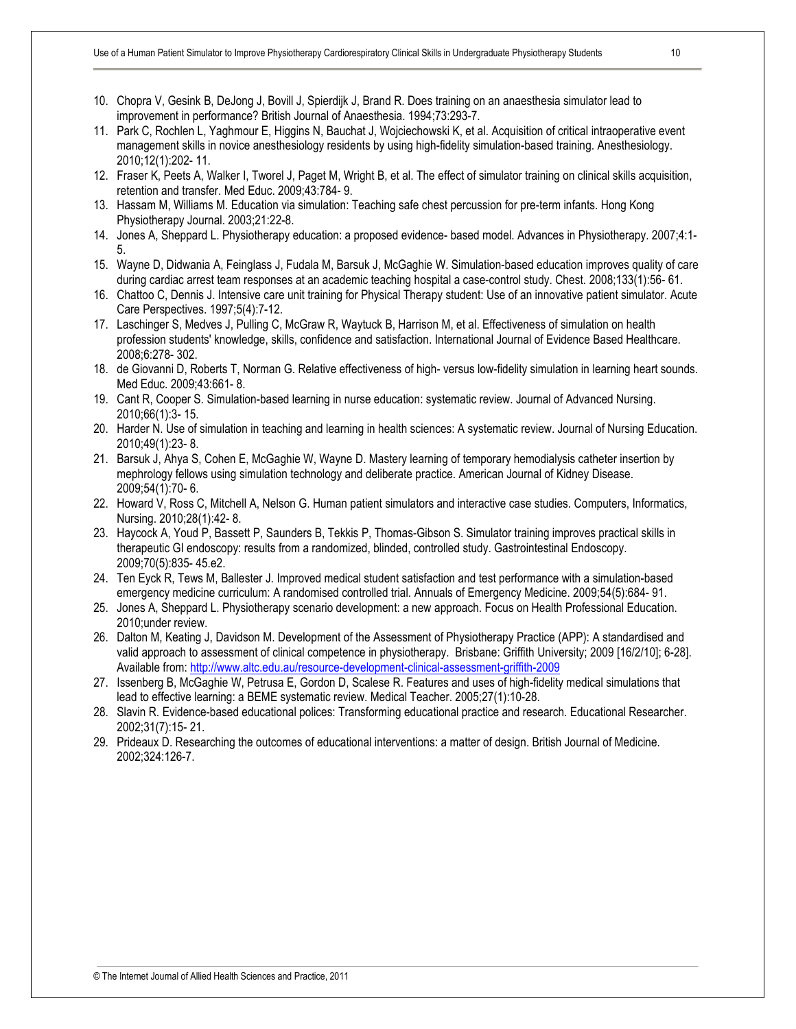10. Chopra V, Gesink B, DeJong J, Bovill J, Spierdijk J, Brand R. Does training on an anaesthesia simulator lead to improvement in performance? British Journal of Anaesthesia. 1994;73:293-7.
11. Park C, Rochlen L, Yaghmour E, Higgins N, Bauchat J, Wojciechowski K, et al. Acquisition of critical intraoperative event management skills in novice anesthesiology residents by using high-fidelity simulation-based training. Anesthesiology. 2010;12(1):202- 11.
12. Fraser K, Peets A, Walker I, Tworel J, Paget M, Wright B, et al. The effect of simulator training on clinical skills acquisition, retention and transfer. Med Educ. 2009;43:784- 9.
13. Hassam M, Williams M. Education via simulation: Teaching safe chest percussion for pre-term infants. Hong Kong Physiotherapy Journal. 2003;21:22-8.
14. Jones A, Sheppard L. Physiotherapy education: a proposed evidence- based model. Advances in Physiotherapy. 2007;4:1-5.
15. Wayne D, Didwania A, Feinglass J, Fudala M, Barsuk J, McGaghie W. Simulation-based education improves quality of care during cardiac arrest team responses at an academic teaching hospital a case-control study. Chest. 2008;133(1):56- 61.
16. Chattoo C, Dennis J. Intensive care unit training for Physical Therapy student: Use of an innovative patient simulator. Acute Care Perspectives. 1997;5(4):7-12.
17. Laschinger S, Medves J, Pulling C, McGraw R, Waytuck B, Harrison M, et al. Effectiveness of simulation on health profession students' knowledge, skills, confidence and satisfaction. International Journal of Evidence Based Healthcare. 2008;6:278- 302.
18. de Giovanni D, Roberts T, Norman G. Relative effectiveness of high- versus low-fidelity simulation in learning heart sounds. Med Educ. 2009;43:661- 8.
19. Cant R, Cooper S. Simulation-based learning in nurse education: systematic review. Journal of Advanced Nursing. 2010;66(1):3- 15.
20. Harder N. Use of simulation in teaching and learning in health sciences: A systematic review. Journal of Nursing Education. 2010;49(1):23- 8.
21. Barsuk J, Ahya S, Cohen E, McGaghie W, Wayne D. Mastery learning of temporary hemodialysis catheter insertion by mephrology fellows using simulation technology and deliberate practice. American Journal of Kidney Disease. 2009;54(1):70- 6.
22. Howard V, Ross C, Mitchell A, Nelson G. Human patient simulators and interactive case studies. Computers, Informatics, Nursing. 2010;28(1):42- 8.
23. Haycock A, Youd P, Bassett P, Saunders B, Tekkis P, Thomas-Gibson S. Simulator training improves practical skills in therapeutic GI endoscopy: results from a randomized, blinded, controlled study. Gastrointestinal Endoscopy. 2009;70(5):835- 45.e2.
24. Ten Eyck R, Tews M, Ballester J. Improved medical student satisfaction and test performance with a simulation-based emergency medicine curriculum: A randomised controlled trial. Annuals of Emergency Medicine. 2009;54(5):684- 91.
25. Jones A, Sheppard L. Physiotherapy scenario development: a new approach. Focus on Health Professional Education. 2010;under review.
26. Dalton M, Keating J, Davidson M. Development of the Assessment of Physiotherapy Practice (APP): A standardised and valid approach to assessment of clinical competence in physiotherapy. Brisbane: Griffith University; 2009 [16/2/10]; 6-28]. Available from: http://www.altc.edu.au/resource-development-clinical-assessment-griffith-2009
27. Issenberg B, McGaghie W, Petrusa E, Gordon D, Scalese R. Features and uses of high-fidelity medical simulations that lead to effective learning: a BEME systematic review. Medical Teacher. 2005;27(1):10-28.
28. Slavin R. Evidence-based educational polices: Transforming educational practice and research. Educational Researcher. 2002;31(7):15- 21.
29. Prideaux D. Researching the outcomes of educational interventions: a matter of design. British Journal of Medicine. 2002;324:126-7.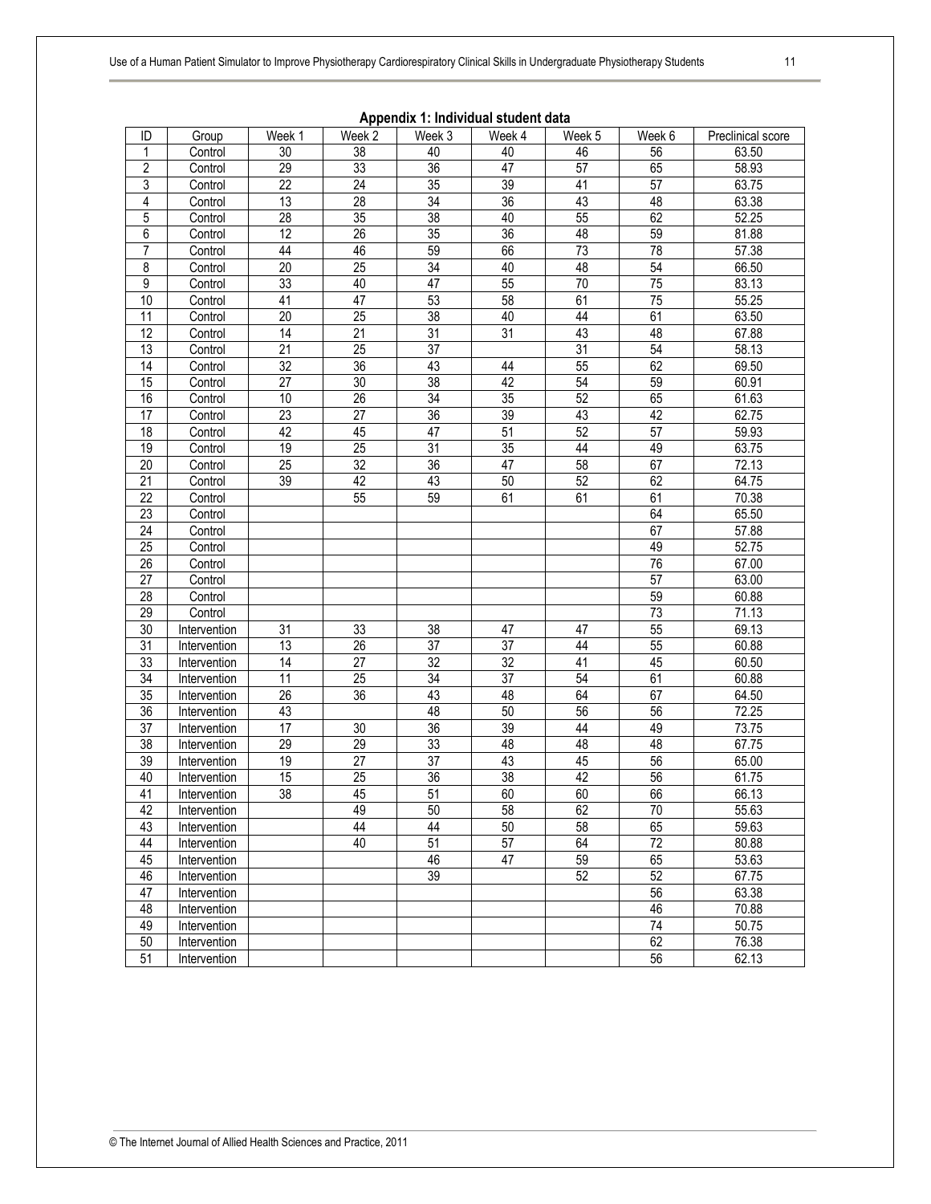**Appendix 1: Individual student data**

| ID | Group | Week 1 | Week 2 | Week 3 | Week 4 | Week 5 | Week 6 | Preclinical score |
|---|---|---|---|---|---|---|---|---|
| 1 | Control | 30 | 38 | 40 | 40 | 46 | 56 | 63.50 |
| 2 | Control | 29 | 33 | 36 | 47 | 57 | 65 | 58.93 |
| 3 | Control | 22 | 24 | 35 | 39 | 41 | 57 | 63.75 |
| 4 | Control | 13 | 28 | 34 | 36 | 43 | 48 | 63.38 |
| 5 | Control | 28 | 35 | 38 | 40 | 55 | 62 | 52.25 |
| 6 | Control | 12 | 26 | 35 | 36 | 48 | 59 | 81.88 |
| 7 | Control | 44 | 46 | 59 | 66 | 73 | 78 | 57.38 |
| 8 | Control | 20 | 25 | 34 | 40 | 48 | 54 | 66.50 |
| 9 | Control | 33 | 40 | 47 | 55 | 70 | 75 | 83.13 |
| 10 | Control | 41 | 47 | 53 | 58 | 61 | 75 | 55.25 |
| 11 | Control | 20 | 25 | 38 | 40 | 44 | 61 | 63.50 |
| 12 | Control | 14 | 21 | 31 | 31 | 43 | 48 | 67.88 |
| 13 | Control | 21 | 25 | 37 | | 31 | 54 | 58.13 |
| 14 | Control | 32 | 36 | 43 | 44 | 55 | 62 | 69.50 |
| 15 | Control | 27 | 30 | 38 | 42 | 54 | 59 | 60.91 |
| 16 | Control | 10 | 26 | 34 | 35 | 52 | 65 | 61.63 |
| 17 | Control | 23 | 27 | 36 | 39 | 43 | 42 | 62.75 |
| 18 | Control | 42 | 45 | 47 | 51 | 52 | 57 | 59.93 |
| 19 | Control | 19 | 25 | 31 | 35 | 44 | 49 | 63.75 |
| 20 | Control | 25 | 32 | 36 | 47 | 58 | 67 | 72.13 |
| 21 | Control | 39 | 42 | 43 | 50 | 52 | 62 | 64.75 |
| 22 | Control | | 55 | 59 | 61 | 61 | 61 | 70.38 |
| 23 | Control | | | | | | 64 | 65.50 |
| 24 | Control | | | | | | 67 | 57.88 |
| 25 | Control | | | | | | 49 | 52.75 |
| 26 | Control | | | | | | 76 | 67.00 |
| 27 | Control | | | | | | 57 | 63.00 |
| 28 | Control | | | | | | 59 | 60.88 |
| 29 | Control | | | | | | 73 | 71.13 |
| 30 | Intervention | 31 | 33 | 38 | 47 | 47 | 55 | 69.13 |
| 31 | Intervention | 13 | 26 | 37 | 37 | 44 | 55 | 60.88 |
| 33 | Intervention | 14 | 27 | 32 | 32 | 41 | 45 | 60.50 |
| 34 | Intervention | 11 | 25 | 34 | 37 | 54 | 61 | 60.88 |
| 35 | Intervention | 26 | 36 | 43 | 48 | 64 | 67 | 64.50 |
| 36 | Intervention | 43 | | 48 | 50 | 56 | 56 | 72.25 |
| 37 | Intervention | 17 | 30 | 36 | 39 | 44 | 49 | 73.75 |
| 38 | Intervention | 29 | 29 | 33 | 48 | 48 | 48 | 67.75 |
| 39 | Intervention | 19 | 27 | 37 | 43 | 45 | 56 | 65.00 |
| 40 | Intervention | 15 | 25 | 36 | 38 | 42 | 56 | 61.75 |
| 41 | Intervention | 38 | 45 | 51 | 60 | 60 | 66 | 66.13 |
| 42 | Intervention | | 49 | 50 | 58 | 62 | 70 | 55.63 |
| 43 | Intervention | | 44 | 44 | 50 | 58 | 65 | 59.63 |
| 44 | Intervention | | 40 | 51 | 57 | 64 | 72 | 80.88 |
| 45 | Intervention | | | 46 | 47 | 59 | 65 | 53.63 |
| 46 | Intervention | | | 39 | | 52 | 52 | 67.75 |
| 47 | Intervention | | | | | | 56 | 63.38 |
| 48 | Intervention | | | | | | 46 | 70.88 |
| 49 | Intervention | | | | | | 74 | 50.75 |
| 50 | Intervention | | | | | | 62 | 76.38 |
| 51 | Intervention | | | | | | 56 | 62.13 |